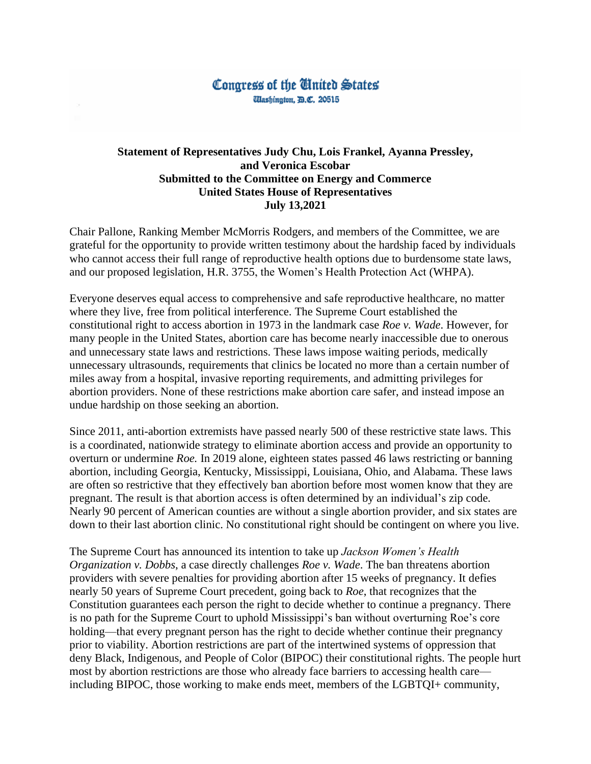Congress of the United States
Washington, D.C. 20515

**Statement of Representatives Judy Chu, Lois Frankel, Ayanna Pressley, and Veronica Escobar**
**Submitted to the Committee on Energy and Commerce**
**United States House of Representatives**
**July 13,2021**

Chair Pallone, Ranking Member McMorris Rodgers, and members of the Committee, we are grateful for the opportunity to provide written testimony about the hardship faced by individuals who cannot access their full range of reproductive health options due to burdensome state laws, and our proposed legislation, H.R. 3755, the Women's Health Protection Act (WHPA).

Everyone deserves equal access to comprehensive and safe reproductive healthcare, no matter where they live, free from political interference. The Supreme Court established the constitutional right to access abortion in 1973 in the landmark case *Roe v. Wade*. However, for many people in the United States, abortion care has become nearly inaccessible due to onerous and unnecessary state laws and restrictions. These laws impose waiting periods, medically unnecessary ultrasounds, requirements that clinics be located no more than a certain number of miles away from a hospital, invasive reporting requirements, and admitting privileges for abortion providers. None of these restrictions make abortion care safer, and instead impose an undue hardship on those seeking an abortion.

Since 2011, anti-abortion extremists have passed nearly 500 of these restrictive state laws. This is a coordinated, nationwide strategy to eliminate abortion access and provide an opportunity to overturn or undermine *Roe.* In 2019 alone, eighteen states passed 46 laws restricting or banning abortion, including Georgia, Kentucky, Mississippi, Louisiana, Ohio, and Alabama. These laws are often so restrictive that they effectively ban abortion before most women know that they are pregnant. The result is that abortion access is often determined by an individual's zip code. Nearly 90 percent of American counties are without a single abortion provider, and six states are down to their last abortion clinic. No constitutional right should be contingent on where you live.

The Supreme Court has announced its intention to take up *Jackson Women's Health Organization v. Dobbs*, a case directly challenges *Roe v. Wade*. The ban threatens abortion providers with severe penalties for providing abortion after 15 weeks of pregnancy. It defies nearly 50 years of Supreme Court precedent, going back to *Roe*, that recognizes that the Constitution guarantees each person the right to decide whether to continue a pregnancy. There is no path for the Supreme Court to uphold Mississippi's ban without overturning Roe's core holding—that every pregnant person has the right to decide whether continue their pregnancy prior to viability. Abortion restrictions are part of the intertwined systems of oppression that deny Black, Indigenous, and People of Color (BIPOC) their constitutional rights. The people hurt most by abortion restrictions are those who already face barriers to accessing health care—including BIPOC, those working to make ends meet, members of the LGBTQI+ community,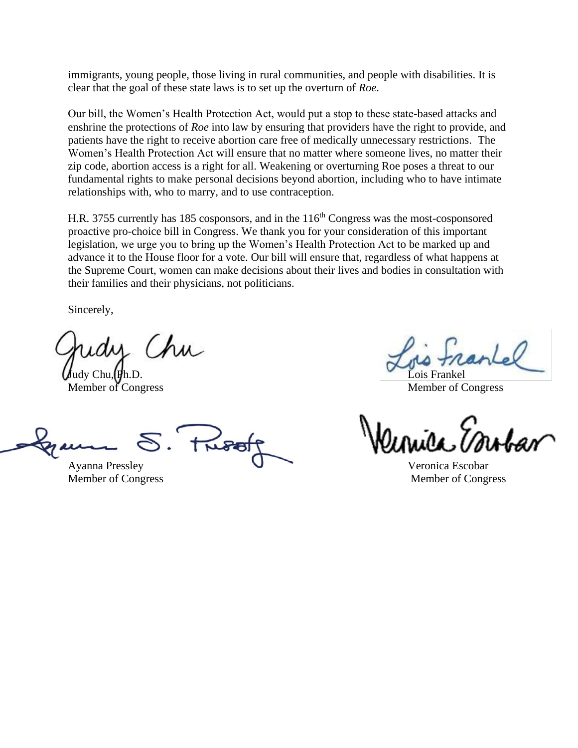immigrants, young people, those living in rural communities, and people with disabilities. It is clear that the goal of these state laws is to set up the overturn of *Roe*.

Our bill, the Women's Health Protection Act, would put a stop to these state-based attacks and enshrine the protections of *Roe* into law by ensuring that providers have the right to provide, and patients have the right to receive abortion care free of medically unnecessary restrictions. The Women's Health Protection Act will ensure that no matter where someone lives, no matter their zip code, abortion access is a right for all. Weakening or overturning Roe poses a threat to our fundamental rights to make personal decisions beyond abortion, including who to have intimate relationships with, who to marry, and to use contraception.

H.R. 3755 currently has 185 cosponsors, and in the 116th Congress was the most-cosponsored proactive pro-choice bill in Congress. We thank you for your consideration of this important legislation, we urge you to bring up the Women's Health Protection Act to be marked up and advance it to the House floor for a vote. Our bill will ensure that, regardless of what happens at the Supreme Court, women can make decisions about their lives and bodies in consultation with their families and their physicians, not politicians.

Sincerely,

Judy Chu, Ph.D.
Member of Congress

Lois Frankel
Member of Congress

Ayanna Pressley
Member of Congress

Veronica Escobar
Member of Congress